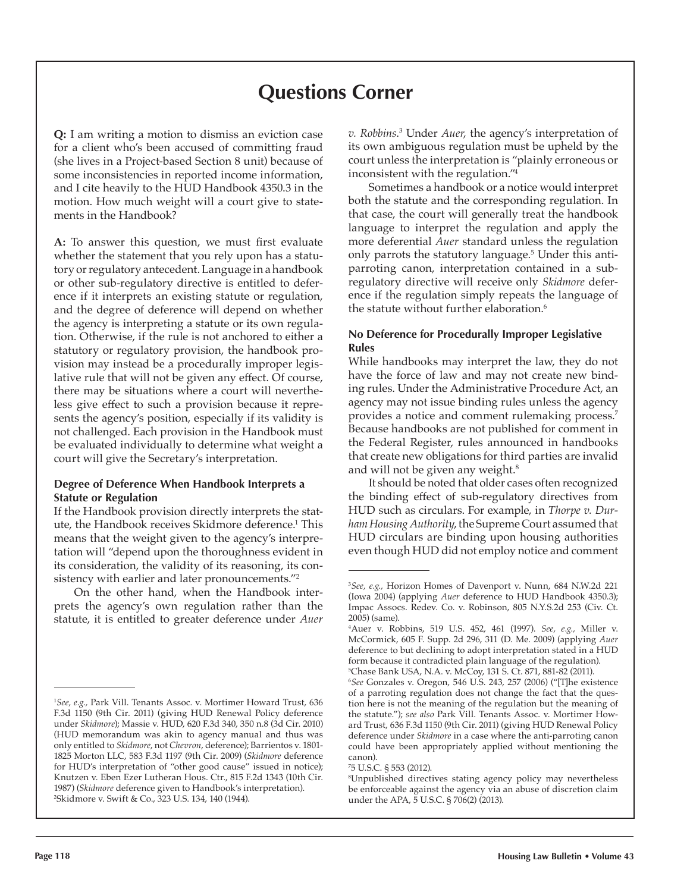# Questions Corner

**Q:** I am writing a motion to dismiss an eviction case for a client who's been accused of committing fraud (she lives in a Project-based Section 8 unit) because of some inconsistencies in reported income information, and I cite heavily to the HUD Handbook 4350.3 in the motion. How much weight will a court give to statements in the Handbook?

**A:** To answer this question, we must first evaluate whether the statement that you rely upon has a statutory or regulatory antecedent. Language in a handbook or other sub-regulatory directive is entitled to deference if it interprets an existing statute or regulation, and the degree of deference will depend on whether the agency is interpreting a statute or its own regulation. Otherwise, if the rule is not anchored to either a statutory or regulatory provision, the handbook provision may instead be a procedurally improper legislative rule that will not be given any effect. Of course, there may be situations where a court will nevertheless give effect to such a provision because it represents the agency's position, especially if its validity is not challenged. Each provision in the Handbook must be evaluated individually to determine what weight a court will give the Secretary's interpretation.

### Degree of Deference When Handbook Interprets a Statute or Regulation

If the Handbook provision directly interprets the statute, the Handbook receives Skidmore deference.[1] This means that the weight given to the agency's interpretation will "depend upon the thoroughness evident in its consideration, the validity of its reasoning, its consistency with earlier and later pronouncements."[2]

On the other hand, when the Handbook interprets the agency's own regulation rather than the statute, it is entitled to greater deference under *Auer v. Robbins*.[3] Under *Auer*, the agency's interpretation of its own ambiguous regulation must be upheld by the court unless the interpretation is "plainly erroneous or inconsistent with the regulation."[4]

Sometimes a handbook or a notice would interpret both the statute and the corresponding regulation. In that case, the court will generally treat the handbook language to interpret the regulation and apply the more deferential *Auer* standard unless the regulation only parrots the statutory language.[5] Under this anti-parroting canon, interpretation contained in a sub-regulatory directive will receive only *Skidmore* deference if the regulation simply repeats the language of the statute without further elaboration.[6]

### No Deference for Procedurally Improper Legislative Rules

While handbooks may interpret the law, they do not have the force of law and may not create new binding rules. Under the Administrative Procedure Act, an agency may not issue binding rules unless the agency provides a notice and comment rulemaking process.[7] Because handbooks are not published for comment in the Federal Register, rules announced in handbooks that create new obligations for third parties are invalid and will not be given any weight.[8]

It should be noted that older cases often recognized the binding effect of sub-regulatory directives from HUD such as circulars. For example, in *Thorpe v. Durham Housing Authority*, the Supreme Court assumed that HUD circulars are binding upon housing authorities even though HUD did not employ notice and comment

---

[1] *See, e.g.,* Park Vill. Tenants Assoc. v. Mortimer Howard Trust, 636 F.3d 1150 (9th Cir. 2011) (giving HUD Renewal Policy deference under *Skidmore*); Massie v. HUD, 620 F.3d 340, 350 n.8 (3d Cir. 2010) (HUD memorandum was akin to agency manual and thus was only entitled to *Skidmore*, not *Chevron*, deference); Barrientos v. 1801-1825 Morton LLC, 583 F.3d 1197 (9th Cir. 2009) (*Skidmore* deference for HUD's interpretation of "other good cause" issued in notice); Knutzen v. Eben Ezer Lutheran Hous. Ctr., 815 F.2d 1343 (10th Cir. 1987) (*Skidmore* deference given to Handbook's interpretation).

[2] Skidmore v. Swift & Co., 323 U.S. 134, 140 (1944).

[3] *See, e.g.,* Horizon Homes of Davenport v. Nunn, 684 N.W.2d 221 (Iowa 2004) (applying *Auer* deference to HUD Handbook 4350.3); Impac Assocs. Redev. Co. v. Robinson, 805 N.Y.S.2d 253 (Civ. Ct. 2005) (same).

[4] Auer v. Robbins, 519 U.S. 452, 461 (1997). *See, e.g.,* Miller v. McCormick, 605 F. Supp. 2d 296, 311 (D. Me. 2009) (applying *Auer* deference to but declining to adopt interpretation stated in a HUD form because it contradicted plain language of the regulation).

[5] Chase Bank USA, N.A. v. McCoy, 131 S. Ct. 871, 881-82 (2011).

[6] *See* Gonzales v. Oregon, 546 U.S. 243, 257 (2006) ("[T]he existence of a parroting regulation does not change the fact that the question here is not the meaning of the regulation but the meaning of the statute."); *see also* Park Vill. Tenants Assoc. v. Mortimer Howard Trust, 636 F.3d 1150 (9th Cir. 2011) (giving HUD Renewal Policy deference under *Skidmore* in a case where the anti-parroting canon could have been appropriately applied without mentioning the canon).

[7] 5 U.S.C. § 553 (2012).

[8] Unpublished directives stating agency policy may nevertheless be enforceable against the agency via an abuse of discretion claim under the APA, 5 U.S.C. § 706(2) (2013).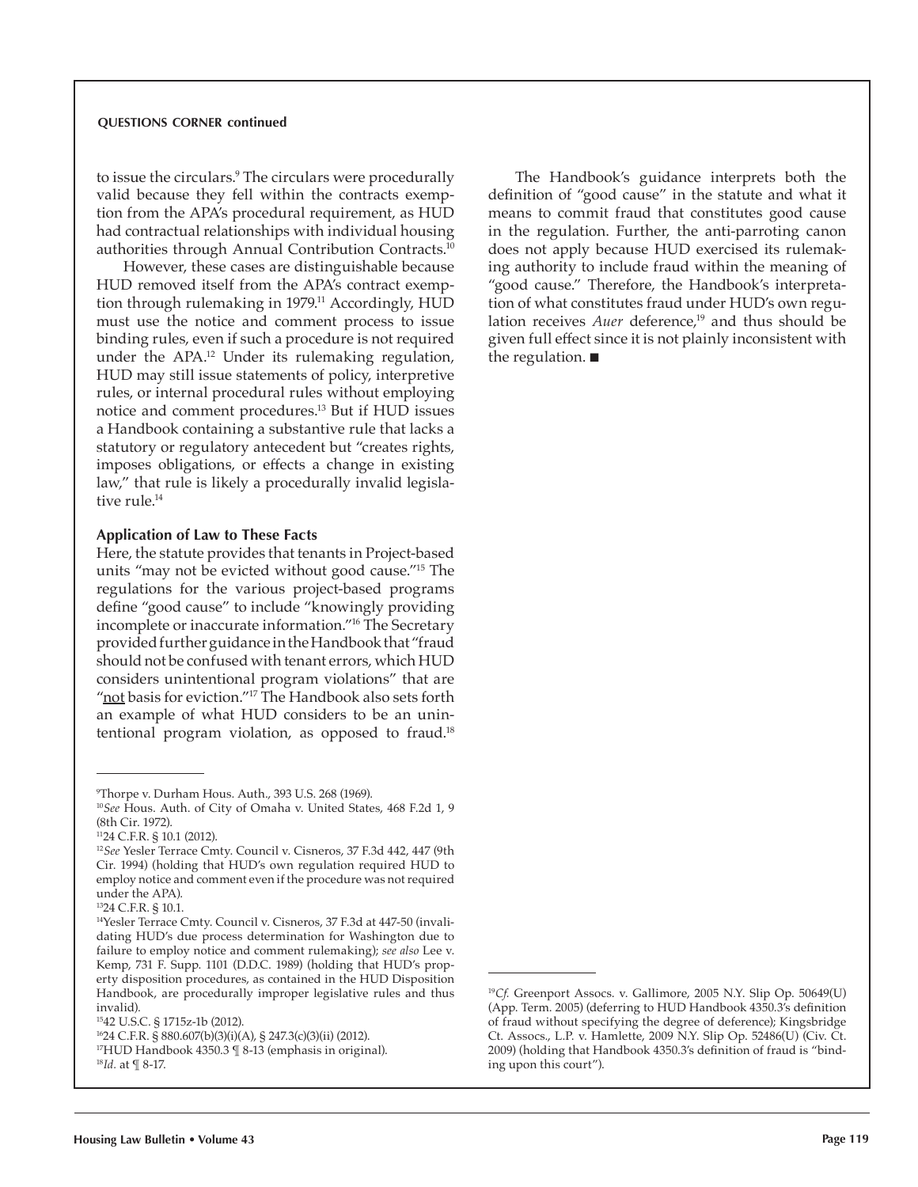**QUESTIONS CORNER continued**

to issue the circulars.[9] The circulars were procedurally valid because they fell within the contracts exemption from the APA's procedural requirement, as HUD had contractual relationships with individual housing authorities through Annual Contribution Contracts.[10]

However, these cases are distinguishable because HUD removed itself from the APA's contract exemption through rulemaking in 1979.[11] Accordingly, HUD must use the notice and comment process to issue binding rules, even if such a procedure is not required under the APA.[12] Under its rulemaking regulation, HUD may still issue statements of policy, interpretive rules, or internal procedural rules without employing notice and comment procedures.[13] But if HUD issues a Handbook containing a substantive rule that lacks a statutory or regulatory antecedent but "creates rights, imposes obligations, or effects a change in existing law," that rule is likely a procedurally invalid legislative rule.[14]

**Application of Law to These Facts**

Here, the statute provides that tenants in Project-based units "may not be evicted without good cause."[15] The regulations for the various project-based programs define "good cause" to include "knowingly providing incomplete or inaccurate information."[16] The Secretary provided further guidance in the Handbook that "fraud should not be confused with tenant errors, which HUD considers unintentional program violations" that are "not basis for eviction."[17] The Handbook also sets forth an example of what HUD considers to be an unintentional program violation, as opposed to fraud.[18]

The Handbook's guidance interprets both the definition of "good cause" in the statute and what it means to commit fraud that constitutes good cause in the regulation. Further, the anti-parroting canon does not apply because HUD exercised its rulemaking authority to include fraud within the meaning of "good cause." Therefore, the Handbook's interpretation of what constitutes fraud under HUD's own regulation receives *Auer* deference,[19] and thus should be given full effect since it is not plainly inconsistent with the regulation. ■

---

[9] Thorpe v. Durham Hous. Auth., 393 U.S. 268 (1969).

[10] *See* Hous. Auth. of City of Omaha v. United States, 468 F.2d 1, 9 (8th Cir. 1972).

[11] 24 C.F.R. § 10.1 (2012).

[12] *See* Yesler Terrace Cmty. Council v. Cisneros, 37 F.3d 442, 447 (9th Cir. 1994) (holding that HUD's own regulation required HUD to employ notice and comment even if the procedure was not required under the APA).

[13] 24 C.F.R. § 10.1.

[14] Yesler Terrace Cmty. Council v. Cisneros, 37 F.3d at 447-50 (invalidating HUD's due process determination for Washington due to failure to employ notice and comment rulemaking); *see also* Lee v. Kemp, 731 F. Supp. 1101 (D.D.C. 1989) (holding that HUD's property disposition procedures, as contained in the HUD Disposition Handbook, are procedurally improper legislative rules and thus invalid).

[15] 42 U.S.C. § 1715z-1b (2012).

[16] 24 C.F.R. § 880.607(b)(3)(i)(A), § 247.3(c)(3)(ii) (2012).

[17] HUD Handbook 4350.3 ¶ 8-13 (emphasis in original).

[18] *Id*. at ¶ 8-17.

[19] *Cf.* Greenport Assocs. v. Gallimore, 2005 N.Y. Slip Op. 50649(U) (App. Term. 2005) (deferring to HUD Handbook 4350.3's definition of fraud without specifying the degree of deference); Kingsbridge Ct. Assocs., L.P. v. Hamlette, 2009 N.Y. Slip Op. 52486(U) (Civ. Ct. 2009) (holding that Handbook 4350.3's definition of fraud is "binding upon this court").